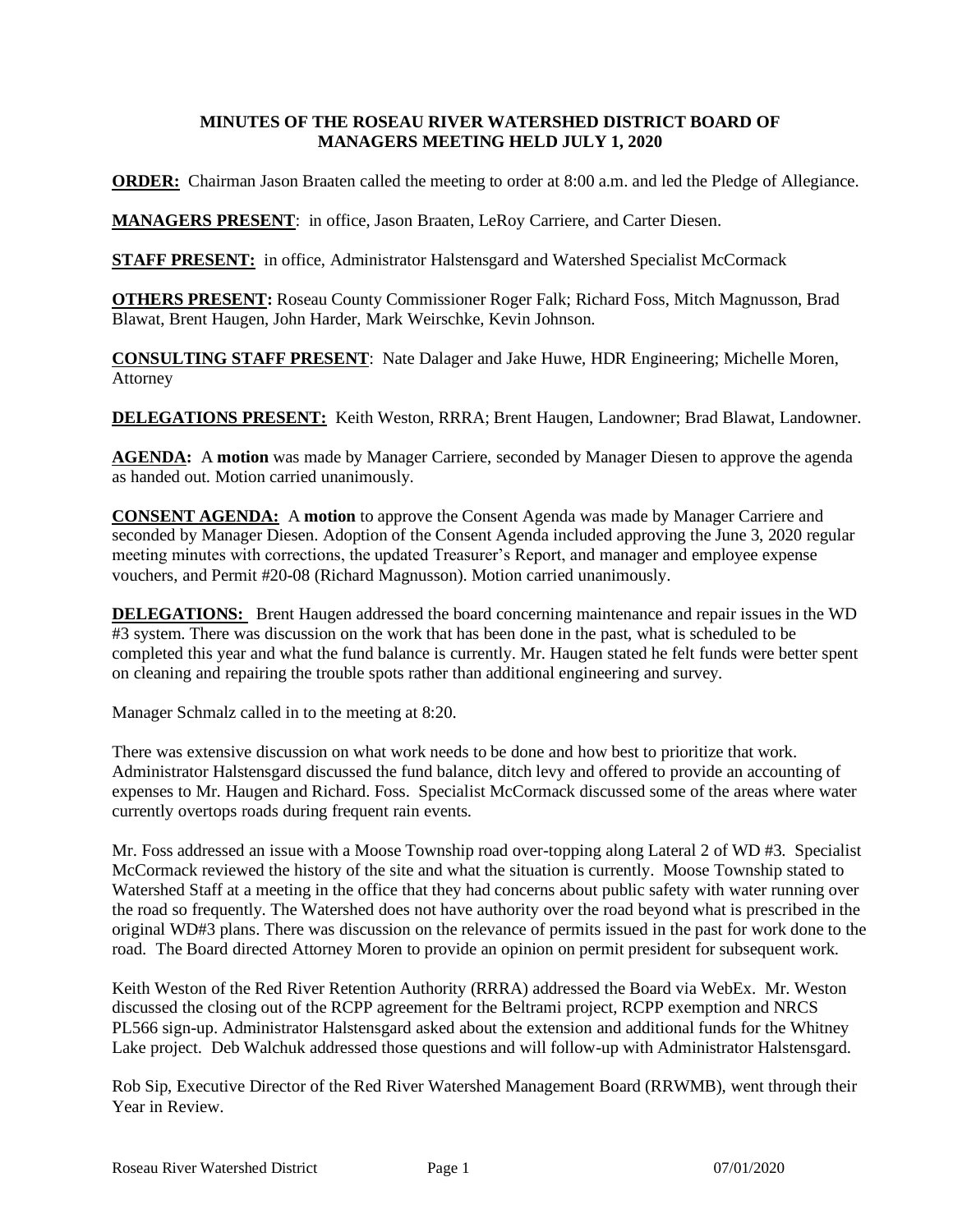**MINUTES OF THE ROSEAU RIVER WATERSHED DISTRICT BOARD OF MANAGERS MEETING HELD JULY 1, 2020**

**ORDER:** Chairman Jason Braaten called the meeting to order at 8:00 a.m. and led the Pledge of Allegiance.

**MANAGERS PRESENT**: in office, Jason Braaten, LeRoy Carriere, and Carter Diesen.

**STAFF PRESENT:** in office, Administrator Halstensgard and Watershed Specialist McCormack

**OTHERS PRESENT:** Roseau County Commissioner Roger Falk; Richard Foss, Mitch Magnusson, Brad Blawat, Brent Haugen, John Harder, Mark Weirschke, Kevin Johnson.

**CONSULTING STAFF PRESENT**: Nate Dalager and Jake Huwe, HDR Engineering; Michelle Moren, Attorney

**DELEGATIONS PRESENT:** Keith Weston, RRRA; Brent Haugen, Landowner; Brad Blawat, Landowner.

**AGENDA:** A **motion** was made by Manager Carriere, seconded by Manager Diesen to approve the agenda as handed out. Motion carried unanimously.

**CONSENT AGENDA:** A **motion** to approve the Consent Agenda was made by Manager Carriere and seconded by Manager Diesen. Adoption of the Consent Agenda included approving the June 3, 2020 regular meeting minutes with corrections, the updated Treasurer's Report, and manager and employee expense vouchers, and Permit #20-08 (Richard Magnusson). Motion carried unanimously.

**DELEGATIONS:** Brent Haugen addressed the board concerning maintenance and repair issues in the WD #3 system. There was discussion on the work that has been done in the past, what is scheduled to be completed this year and what the fund balance is currently. Mr. Haugen stated he felt funds were better spent on cleaning and repairing the trouble spots rather than additional engineering and survey.

Manager Schmalz called in to the meeting at 8:20.

There was extensive discussion on what work needs to be done and how best to prioritize that work. Administrator Halstensgard discussed the fund balance, ditch levy and offered to provide an accounting of expenses to Mr. Haugen and Richard. Foss. Specialist McCormack discussed some of the areas where water currently overtops roads during frequent rain events.

Mr. Foss addressed an issue with a Moose Township road over-topping along Lateral 2 of WD #3. Specialist McCormack reviewed the history of the site and what the situation is currently. Moose Township stated to Watershed Staff at a meeting in the office that they had concerns about public safety with water running over the road so frequently. The Watershed does not have authority over the road beyond what is prescribed in the original WD#3 plans. There was discussion on the relevance of permits issued in the past for work done to the road. The Board directed Attorney Moren to provide an opinion on permit president for subsequent work.

Keith Weston of the Red River Retention Authority (RRRA) addressed the Board via WebEx. Mr. Weston discussed the closing out of the RCPP agreement for the Beltrami project, RCPP exemption and NRCS PL566 sign-up. Administrator Halstensgard asked about the extension and additional funds for the Whitney Lake project. Deb Walchuk addressed those questions and will follow-up with Administrator Halstensgard.

Rob Sip, Executive Director of the Red River Watershed Management Board (RRWMB), went through their Year in Review.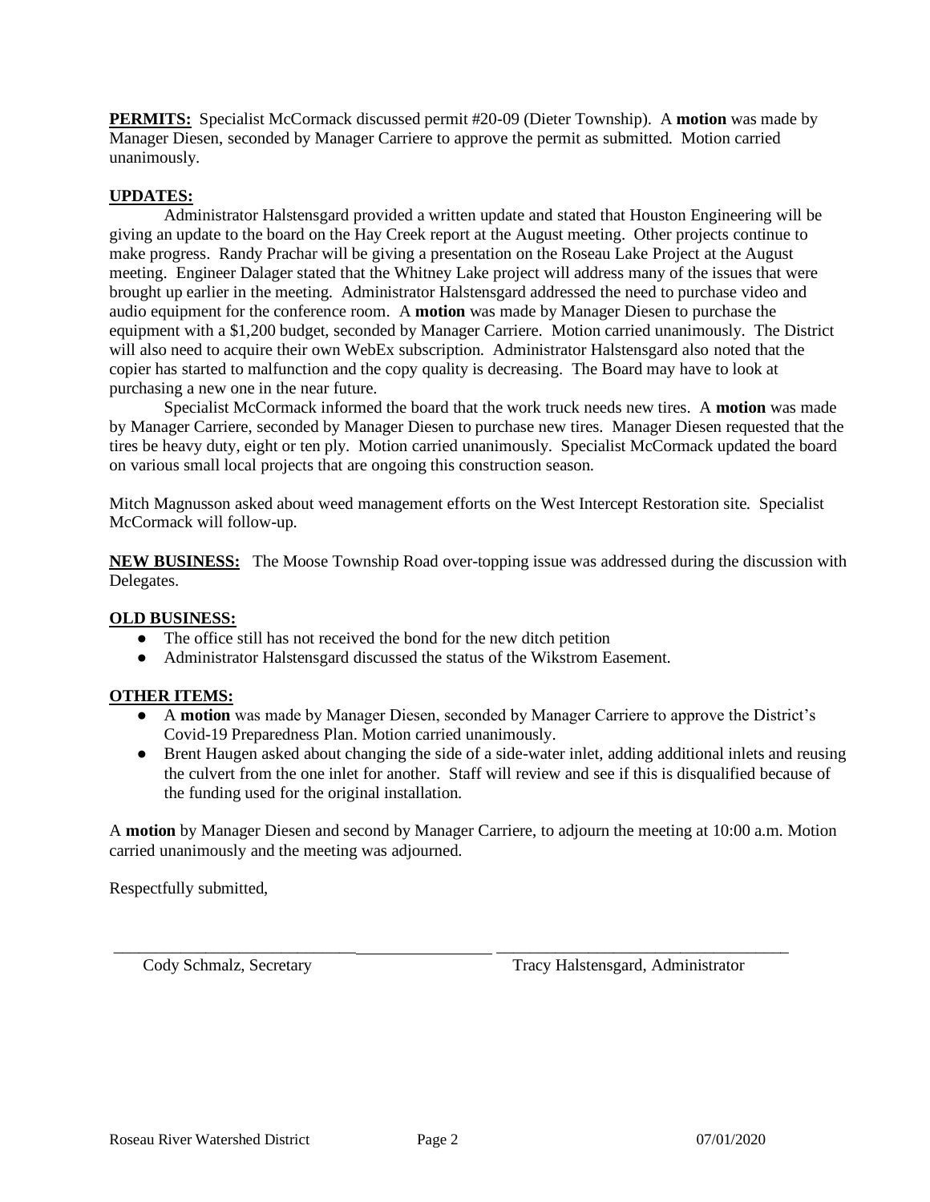**PERMITS:** Specialist McCormack discussed permit #20-09 (Dieter Township). A **motion** was made by Manager Diesen, seconded by Manager Carriere to approve the permit as submitted. Motion carried unanimously.

**UPDATES:**

Administrator Halstensgard provided a written update and stated that Houston Engineering will be giving an update to the board on the Hay Creek report at the August meeting. Other projects continue to make progress. Randy Prachar will be giving a presentation on the Roseau Lake Project at the August meeting. Engineer Dalager stated that the Whitney Lake project will address many of the issues that were brought up earlier in the meeting. Administrator Halstensgard addressed the need to purchase video and audio equipment for the conference room. A **motion** was made by Manager Diesen to purchase the equipment with a $1,200 budget, seconded by Manager Carriere. Motion carried unanimously. The District will also need to acquire their own WebEx subscription. Administrator Halstensgard also noted that the copier has started to malfunction and the copy quality is decreasing. The Board may have to look at purchasing a new one in the near future.

Specialist McCormack informed the board that the work truck needs new tires. A **motion** was made by Manager Carriere, seconded by Manager Diesen to purchase new tires. Manager Diesen requested that the tires be heavy duty, eight or ten ply. Motion carried unanimously. Specialist McCormack updated the board on various small local projects that are ongoing this construction season.

Mitch Magnusson asked about weed management efforts on the West Intercept Restoration site. Specialist McCormack will follow-up.

**NEW BUSINESS:** The Moose Township Road over-topping issue was addressed during the discussion with Delegates.

**OLD BUSINESS:**

- The office still has not received the bond for the new ditch petition
- Administrator Halstensgard discussed the status of the Wikstrom Easement.

**OTHER ITEMS:**

- A **motion** was made by Manager Diesen, seconded by Manager Carriere to approve the District's Covid-19 Preparedness Plan. Motion carried unanimously.
- Brent Haugen asked about changing the side of a side-water inlet, adding additional inlets and reusing the culvert from the one inlet for another. Staff will review and see if this is disqualified because of the funding used for the original installation.

A **motion** by Manager Diesen and second by Manager Carriere, to adjourn the meeting at 10:00 a.m. Motion carried unanimously and the meeting was adjourned.

Respectfully submitted,

\_\_\_\_\_\_\_\_\_\_\_\_\_\_\_\_\_\_\_\_\_\_\_\_\_\_\_\_\_\_ \_\_\_\_\_\_\_\_\_\_\_\_\_\_\_\_\_\_\_\_\_\_\_\_\_\_\_\_\_\_\_\_\_\_\_

Cody Schmalz, Secretary Tracy Halstensgard, Administrator